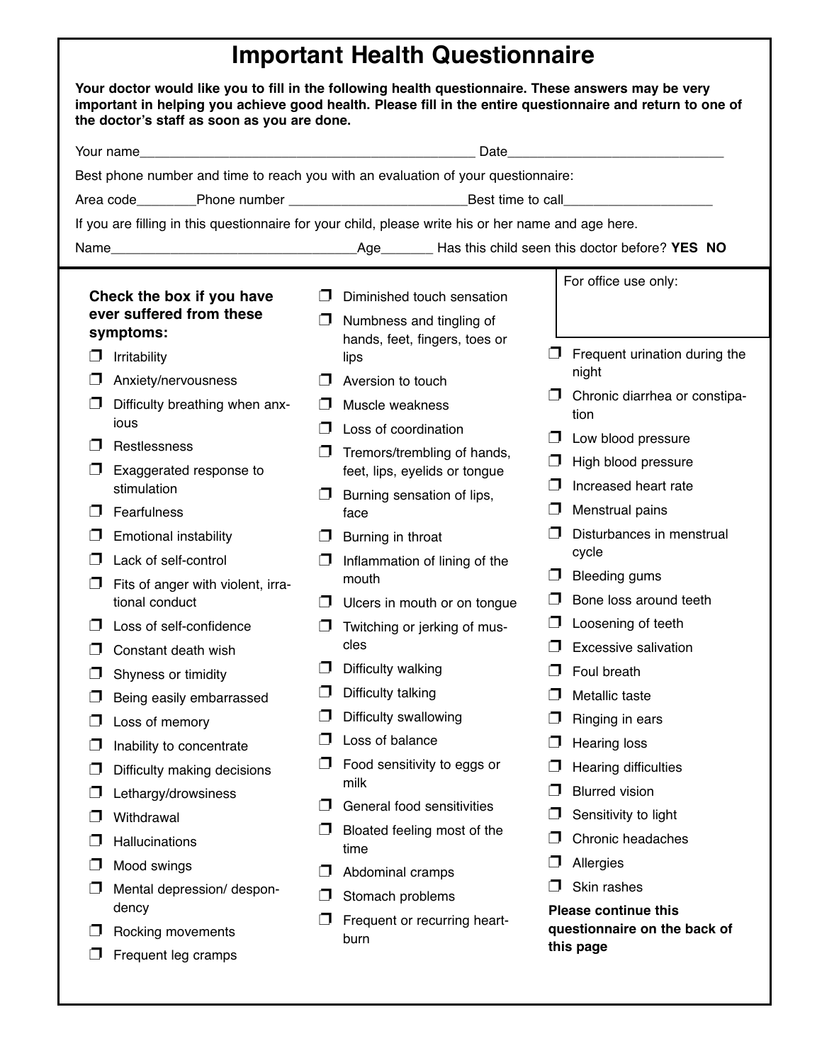# Important Health Questionnaire

**Your doctor would like you to fill in the following health questionnaire. These answers may be very important in helping you achieve good health. Please fill in the entire questionnaire and return to one of the doctor's staff as soon as you are done.**

Your name_____________________________________________ Date_____________________________

Best phone number and time to reach you with an evaluation of your questionnaire:

Area code________Phone number ________________________Best time to call___________________

If you are filling in this questionnaire for your child, please write his or her name and age here.

Name_________________________________Age_______ Has this child seen this doctor before? **YES NO**

For office use only:

**Check the box if you have ever suffered from these symptoms:**

- ❒ Irritability
- ❒ Anxiety/nervousness
- ❒ Difficulty breathing when anxious
- ❒ Restlessness
- ❒ Exaggerated response to stimulation
- ❒ Fearfulness
- ❒ Emotional instability
- ❒ Lack of self-control
- ❒ Fits of anger with violent, irrational conduct
- ❒ Loss of self-confidence
- ❒ Constant death wish
- ❒ Shyness or timidity
- ❒ Being easily embarrassed
- ❒ Loss of memory
- ❒ Inability to concentrate
- ❒ Difficulty making decisions
- ❒ Lethargy/drowsiness
- ❒ Withdrawal
- ❒ Hallucinations
- ❒ Mood swings
- ❒ Mental depression/ despondency
- ❒ Rocking movements
- ❒ Frequent leg cramps
- ❒ Diminished touch sensation
- ❒ Numbness and tingling of hands, feet, fingers, toes or lips
- ❒ Aversion to touch
- ❒ Muscle weakness
- ❒ Loss of coordination
- ❒ Tremors/trembling of hands, feet, lips, eyelids or tongue
- ❒ Burning sensation of lips, face
- ❒ Burning in throat
- ❒ Inflammation of lining of the mouth
- ❒ Ulcers in mouth or on tongue
- ❒ Twitching or jerking of muscles
- ❒ Difficulty walking
- ❒ Difficulty talking
- ❒ Difficulty swallowing
- ❒ Loss of balance
- ❒ Food sensitivity to eggs or milk
- ❒ General food sensitivities
- ❒ Bloated feeling most of the time
- ❒ Abdominal cramps
- ❒ Stomach problems
- ❒ Frequent or recurring heartburn
- ❒ Frequent urination during the night
- ❒ Chronic diarrhea or constipation
- ❒ Low blood pressure
- ❒ High blood pressure
- ❒ Increased heart rate
- ❒ Menstrual pains
- ❒ Disturbances in menstrual cycle
- ❒ Bleeding gums
- ❒ Bone loss around teeth
- ❒ Loosening of teeth
- ❒ Excessive salivation
- ❒ Foul breath
- ❒ Metallic taste
- ❒ Ringing in ears
- ❒ Hearing loss
- ❒ Hearing difficulties
- ❒ Blurred vision
- ❒ Sensitivity to light
- ❒ Chronic headaches
- ❒ Allergies
- ❒ Skin rashes

**Please continue this questionnaire on the back of this page**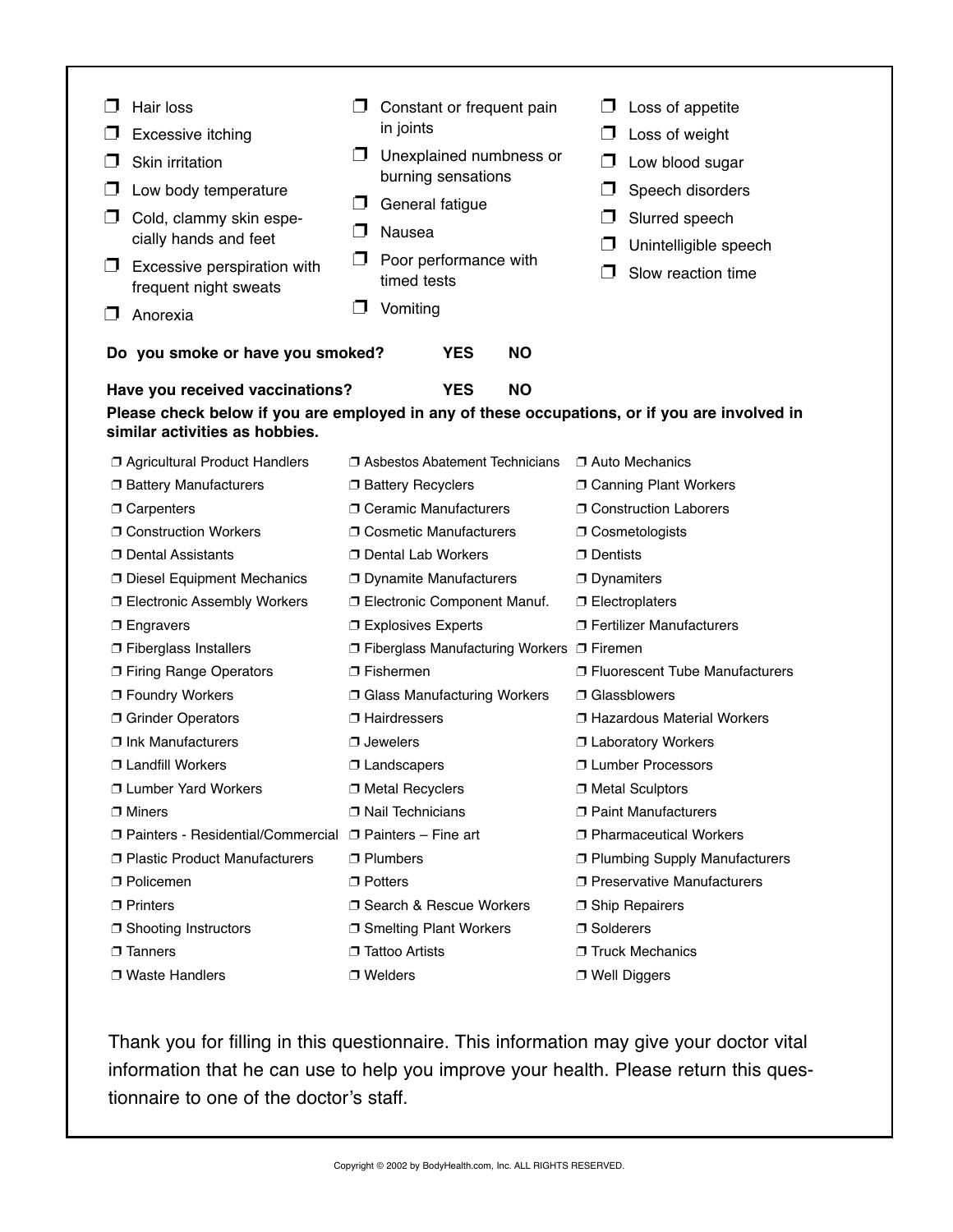- ❒ Hair loss
- ❒ Excessive itching
- ❒ Skin irritation
- ❒ Low body temperature
- ❒ Cold, clammy skin especially hands and feet
- ❒ Excessive perspiration with frequent night sweats
- ❒ Anorexia
- ❒ Constant or frequent pain in joints
- ❒ Unexplained numbness or burning sensations
- ❒ General fatigue
- ❒ Nausea
- ❒ Poor performance with timed tests
- ❒ Vomiting
- ❒ Loss of appetite
- ❒ Loss of weight
- ❒ Low blood sugar
- ❒ Speech disorders
- ❒ Slurred speech
- ❒ Unintelligible speech
- ❒ Slow reaction time

**Do you smoke or have you smoked? YES NO**

**Have you received vaccinations? YES NO**

**Please check below if you are employed in any of these occupations, or if you are involved in similar activities as hobbies.**

- ❒ Agricultural Product Handlers
- ❒ Battery Manufacturers
- ❒ Carpenters
- ❒ Construction Workers
- ❒ Dental Assistants
- ❒ Diesel Equipment Mechanics
- ❒ Electronic Assembly Workers
- ❒ Engravers
- ❒ Fiberglass Installers
- ❒ Firing Range Operators
- ❒ Foundry Workers
- ❒ Grinder Operators
- ❒ Ink Manufacturers
- ❒ Landfill Workers
- ❒ Lumber Yard Workers
- ❒ Miners
- ❒ Painters - Residential/Commercial
- ❒ Plastic Product Manufacturers
- ❒ Policemen
- ❒ Printers
- ❒ Shooting Instructors
- ❒ Tanners
- ❒ Waste Handlers
- ❒ Asbestos Abatement Technicians
- ❒ Battery Recyclers
- ❒ Ceramic Manufacturers
- ❒ Cosmetic Manufacturers
- ❒ Dental Lab Workers
- ❒ Dynamite Manufacturers
- ❒ Electronic Component Manuf.
- ❒ Explosives Experts
- ❒ Fiberglass Manufacturing Workers
- ❒ Fishermen
- ❒ Glass Manufacturing Workers
- ❒ Hairdressers
- ❒ Jewelers
- ❒ Landscapers
- ❒ Metal Recyclers
- ❒ Nail Technicians
- ❒ Painters – Fine art
- ❒ Plumbers
- ❒ Potters
- ❒ Search & Rescue Workers
- ❒ Smelting Plant Workers
- ❒ Tattoo Artists
- ❒ Welders
- ❒ Auto Mechanics
- ❒ Canning Plant Workers
- ❒ Construction Laborers
- ❒ Cosmetologists
- ❒ Dentists
- ❒ Dynamiters
- ❒ Electroplaters
- ❒ Fertilizer Manufacturers
- ❒ Firemen
- ❒ Fluorescent Tube Manufacturers
- ❒ Glassblowers
- ❒ Hazardous Material Workers
- ❒ Laboratory Workers
- ❒ Lumber Processors
- ❒ Metal Sculptors
- ❒ Paint Manufacturers
- ❒ Pharmaceutical Workers
- ❒ Plumbing Supply Manufacturers
- ❒ Preservative Manufacturers
- ❒ Ship Repairers
- ❒ Solderers
- ❒ Truck Mechanics
- ❒ Well Diggers

Thank you for filling in this questionnaire. This information may give your doctor vital information that he can use to help you improve your health. Please return this questionnaire to one of the doctor's staff.

Copyright © 2002 by BodyHealth.com, Inc. ALL RIGHTS RESERVED.